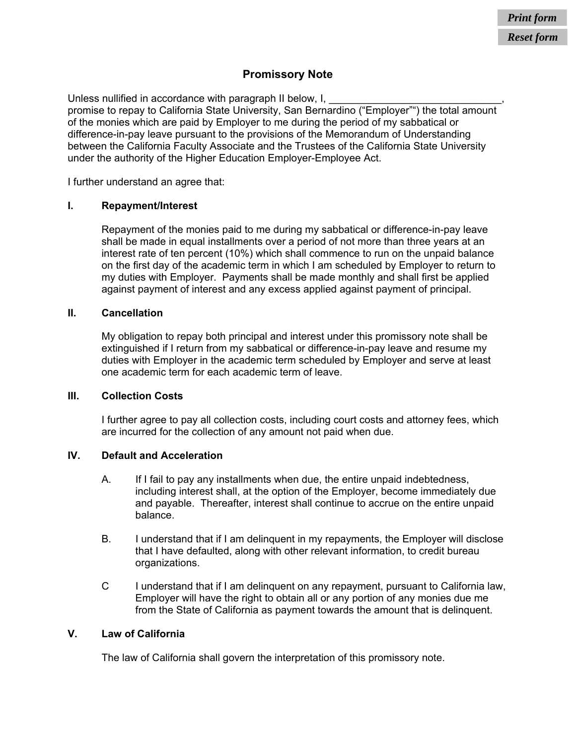# Promissory Note

Unless nullified in accordance with paragraph II below, I, ______________________________, promise to repay to California State University, San Bernardino ("Employer"") the total amount of the monies which are paid by Employer to me during the period of my sabbatical or difference-in-pay leave pursuant to the provisions of the Memorandum of Understanding between the California Faculty Associate and the Trustees of the California State University under the authority of the Higher Education Employer-Employee Act.

I further understand an agree that:

## I. Repayment/Interest

Repayment of the monies paid to me during my sabbatical or difference-in-pay leave shall be made in equal installments over a period of not more than three years at an interest rate of ten percent (10%) which shall commence to run on the unpaid balance on the first day of the academic term in which I am scheduled by Employer to return to my duties with Employer. Payments shall be made monthly and shall first be applied against payment of interest and any excess applied against payment of principal.

## II. Cancellation

My obligation to repay both principal and interest under this promissory note shall be extinguished if I return from my sabbatical or difference-in-pay leave and resume my duties with Employer in the academic term scheduled by Employer and serve at least one academic term for each academic term of leave.

## III. Collection Costs

I further agree to pay all collection costs, including court costs and attorney fees, which are incurred for the collection of any amount not paid when due.

## IV. Default and Acceleration

A. If I fail to pay any installments when due, the entire unpaid indebtedness, including interest shall, at the option of the Employer, become immediately due and payable. Thereafter, interest shall continue to accrue on the entire unpaid balance.

B. I understand that if I am delinquent in my repayments, the Employer will disclose that I have defaulted, along with other relevant information, to credit bureau organizations.

C I understand that if I am delinquent on any repayment, pursuant to California law, Employer will have the right to obtain all or any portion of any monies due me from the State of California as payment towards the amount that is delinquent.

## V. Law of California

The law of California shall govern the interpretation of this promissory note.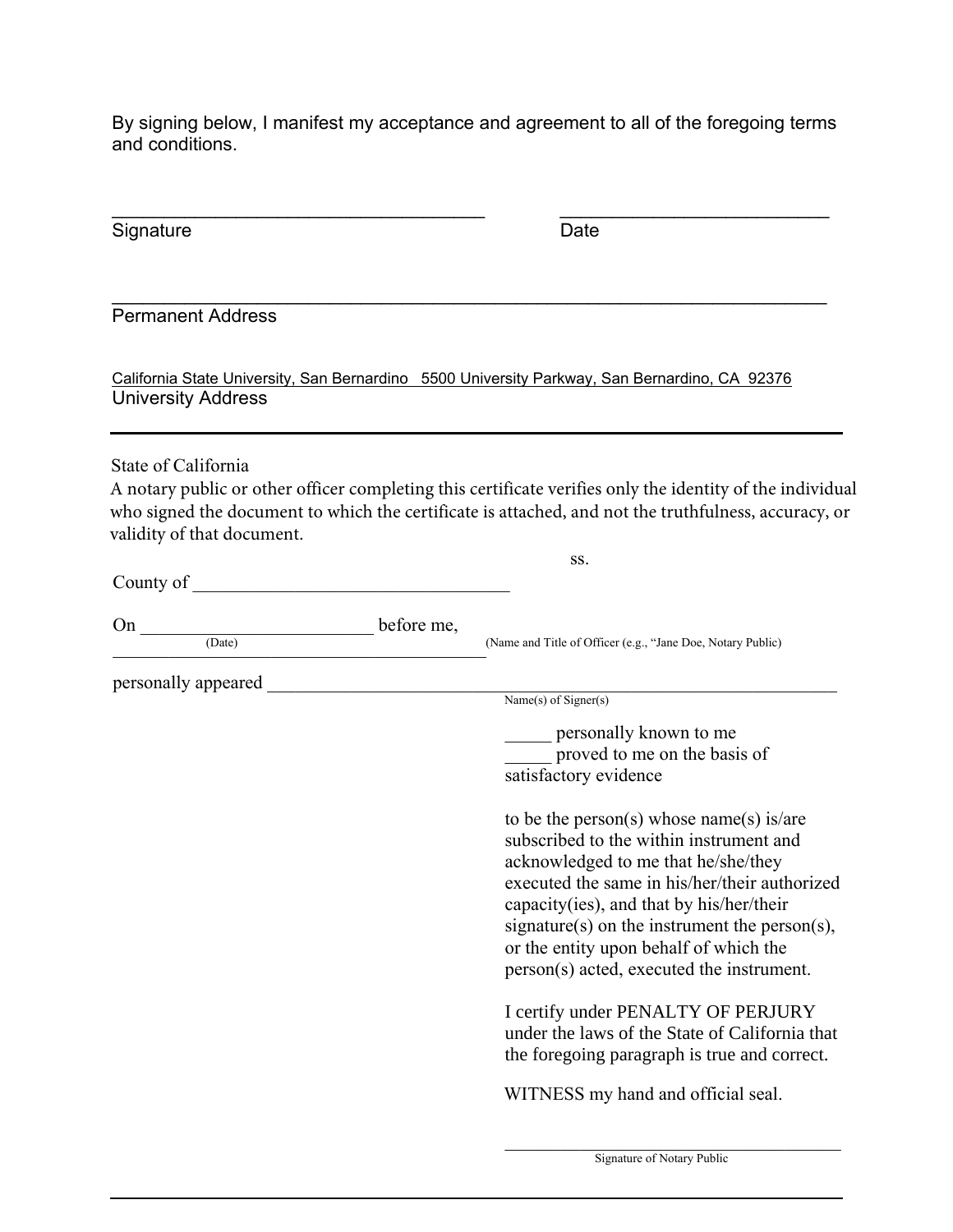By signing below, I manifest my acceptance and agreement to all of the foregoing terms and conditions.

\_\_\_\_\_\_\_\_\_\_\_\_\_\_\_\_\_\_\_\_\_\_\_\_\_\_\_\_\_\_\_\_\_\_\_\_ \_\_\_\_\_\_\_\_\_\_\_\_\_\_\_\_\_\_\_\_\_\_\_\_\_\_
Signature Date

\_\_\_\_\_\_\_\_\_\_\_\_\_\_\_\_\_\_\_\_\_\_\_\_\_\_\_\_\_\_\_\_\_\_\_\_\_\_\_\_\_\_\_\_\_\_\_\_\_\_\_\_\_\_\_\_\_\_\_\_\_\_\_\_\_\_\_\_
Permanent Address

California State University, San Bernardino 5500 University Parkway, San Bernardino, CA 92376
University Address

---

State of California
A notary public or other officer completing this certificate verifies only the identity of the individual who signed the document to which the certificate is attached, and not the truthfulness, accuracy, or validity of that document.

ss.

County of \_\_\_\_\_\_\_\_\_\_\_\_\_\_\_\_\_\_\_\_\_\_\_\_\_\_\_\_\_\_\_\_\_\_

On \_\_\_\_\_\_\_\_\_\_\_\_\_\_\_\_\_\_\_\_\_\_\_\_\_ before me,
(Date)

\_\_\_\_\_\_\_\_\_\_\_\_\_\_\_\_\_\_\_\_\_\_\_\_\_\_\_\_\_\_\_\_\_\_\_\_\_\_\_\_\_\_
(Name and Title of Officer (e.g., "Jane Doe, Notary Public)

personally appeared \_\_\_\_\_\_\_\_\_\_\_\_\_\_\_\_\_\_\_\_\_\_\_\_\_\_\_\_\_\_\_\_\_\_\_\_\_\_\_\_\_\_\_\_\_\_\_\_\_\_\_\_\_\_\_\_\_\_\_
Name(s) of Signer(s)

\_\_\_\_\_ personally known to me
\_\_\_\_\_ proved to me on the basis of satisfactory evidence

to be the person(s) whose name(s) is/are subscribed to the within instrument and acknowledged to me that he/she/they executed the same in his/her/their authorized capacity(ies), and that by his/her/their signature(s) on the instrument the person(s), or the entity upon behalf of which the person(s) acted, executed the instrument.

I certify under PENALTY OF PERJURY under the laws of the State of California that the foregoing paragraph is true and correct.

WITNESS my hand and official seal.

\_\_\_\_\_\_\_\_\_\_\_\_\_\_\_\_\_\_\_\_\_\_\_\_\_\_\_\_\_\_\_\_\_\_\_\_\_\_\_\_
Signature of Notary Public